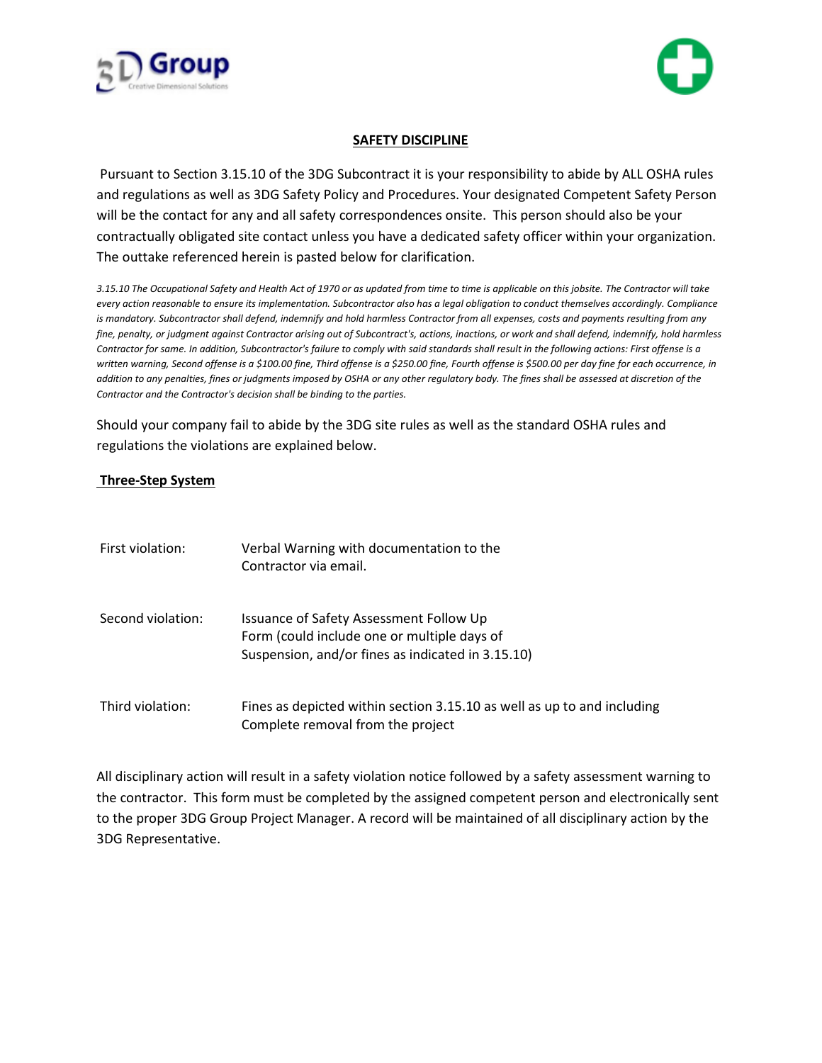# SAFETY DISCIPLINE

Pursuant to Section 3.15.10 of the 3DG Subcontract it is your responsibility to abide by ALL OSHA rules and regulations as well as 3DG Safety Policy and Procedures. Your designated Competent Safety Person will be the contact for any and all safety correspondences onsite. This person should also be your contractually obligated site contact unless you have a dedicated safety officer within your organization. The outtake referenced herein is pasted below for clarification.

*3.15.10 The Occupational Safety and Health Act of 1970 or as updated from time to time is applicable on this jobsite. The Contractor will take every action reasonable to ensure its implementation. Subcontractor also has a legal obligation to conduct themselves accordingly. Compliance is mandatory. Subcontractor shall defend, indemnify and hold harmless Contractor from all expenses, costs and payments resulting from any fine, penalty, or judgment against Contractor arising out of Subcontract's, actions, inactions, or work and shall defend, indemnify, hold harmless Contractor for same. In addition, Subcontractor's failure to comply with said standards shall result in the following actions: First offense is a written warning, Second offense is a $100.00 fine, Third offense is a $250.00 fine, Fourth offense is $500.00 per day fine for each occurrence, in addition to any penalties, fines or judgments imposed by OSHA or any other regulatory body. The fines shall be assessed at discretion of the Contractor and the Contractor's decision shall be binding to the parties.*

Should your company fail to abide by the 3DG site rules as well as the standard OSHA rules and regulations the violations are explained below.

## Three-Step System

| | |
|---|---|
| First violation: | Verbal Warning with documentation to the Contractor via email. |
| Second violation: | Issuance of Safety Assessment Follow Up Form (could include one or multiple days of Suspension, and/or fines as indicated in 3.15.10) |
| Third violation: | Fines as depicted within section 3.15.10 as well as up to and including Complete removal from the project |

All disciplinary action will result in a safety violation notice followed by a safety assessment warning to the contractor. This form must be completed by the assigned competent person and electronically sent to the proper 3DG Group Project Manager. A record will be maintained of all disciplinary action by the 3DG Representative.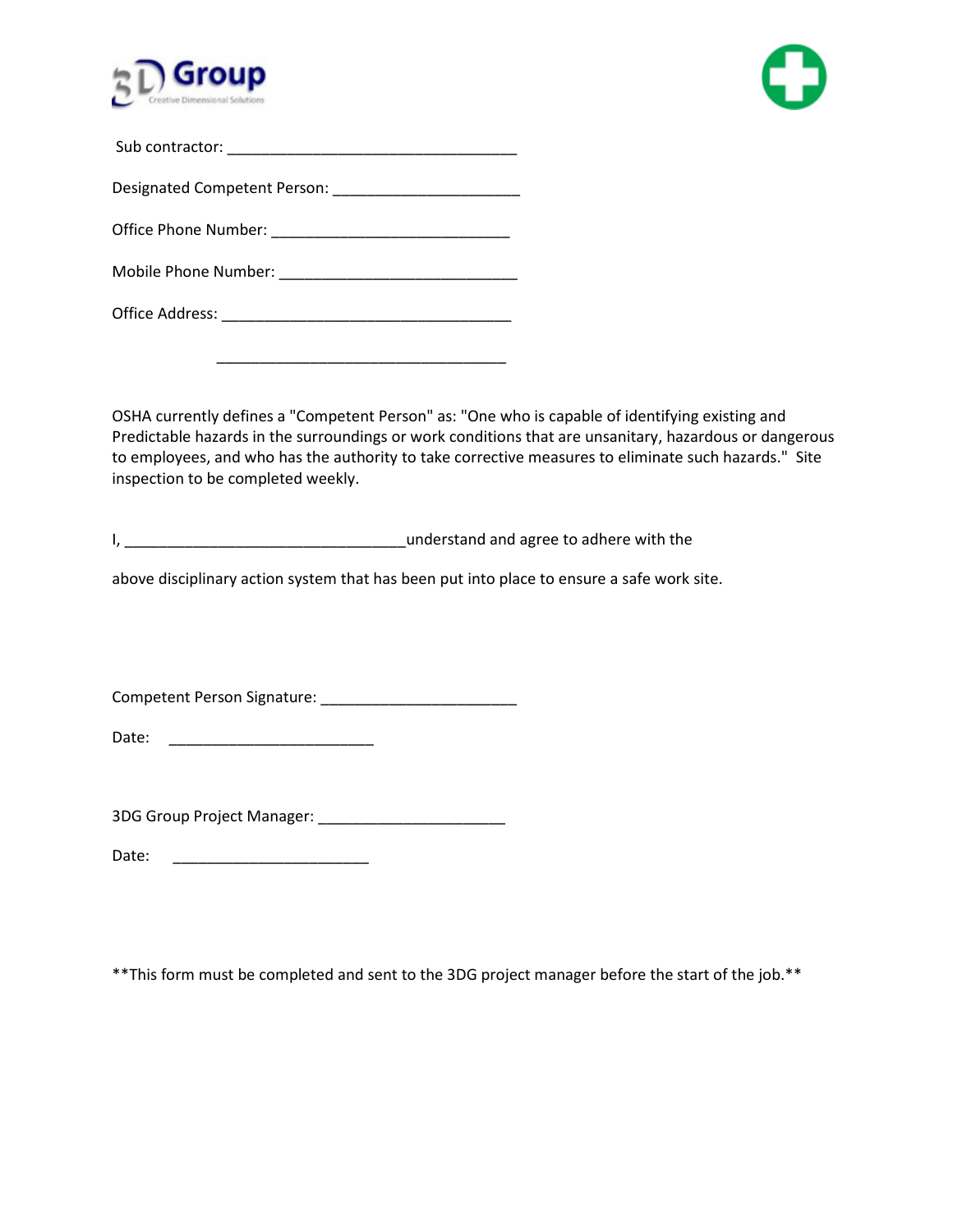Sub contractor: ___________________________________

Designated Competent Person: ______________________

Office Phone Number: ____________________________

Mobile Phone Number: ____________________________

Office Address: ___________________________________

___________________________________

OSHA currently defines a "Competent Person" as: "One who is capable of identifying existing and Predictable hazards in the surroundings or work conditions that are unsanitary, hazardous or dangerous to employees, and who has the authority to take corrective measures to eliminate such hazards." Site inspection to be completed weekly.

I, _________________________________understand and agree to adhere with the

above disciplinary action system that has been put into place to ensure a safe work site.

Competent Person Signature: _______________________

Date: ________________________

3DG Group Project Manager: ______________________

Date: _______________________

**This form must be completed and sent to the 3DG project manager before the start of the job.**